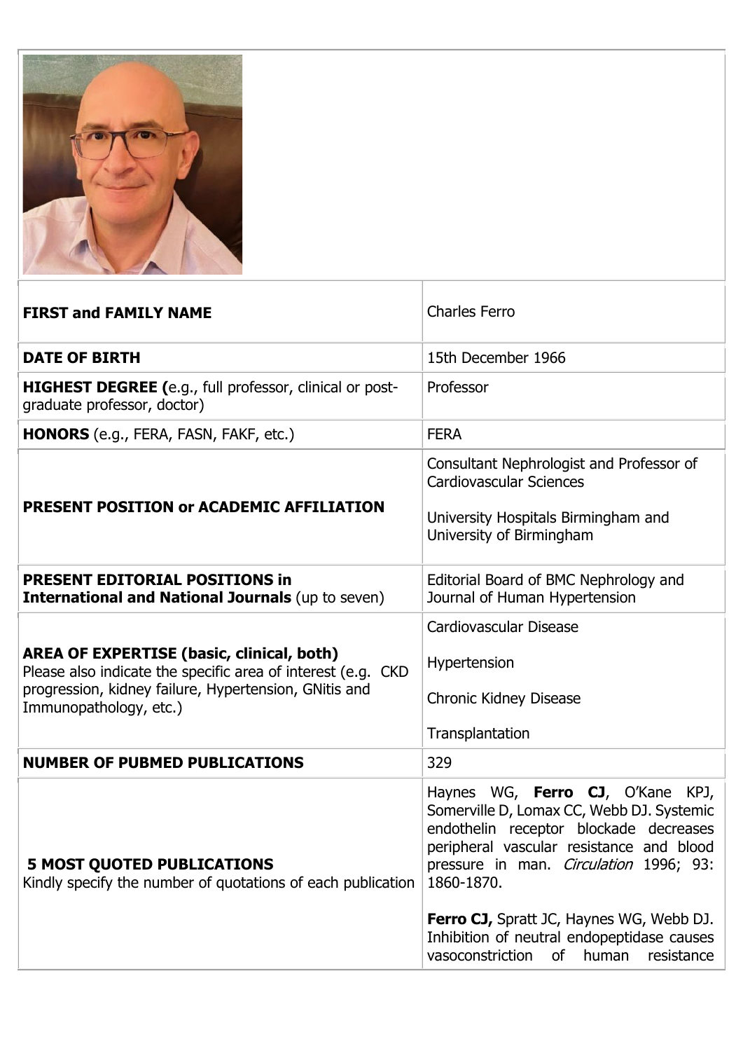| | |
|---|---|
| **FIRST and FAMILY NAME** | Charles Ferro |
| **DATE OF BIRTH** | 15th December 1966 |
| **HIGHEST DEGREE (**e.g., full professor, clinical or post-graduate professor, doctor) | Professor |
| **HONORS** (e.g., FERA, FASN, FAKF, etc.) | FERA |
| **PRESENT POSITION or ACADEMIC AFFILIATION** | Consultant Nephrologist and Professor of Cardiovascular Sciences<br><br>University Hospitals Birmingham and University of Birmingham |
| **PRESENT EDITORIAL POSITIONS in International and National Journals** (up to seven) | Editorial Board of BMC Nephrology and Journal of Human Hypertension |
| **AREA OF EXPERTISE (basic, clinical, both)**<br>Please also indicate the specific area of interest (e.g. CKD progression, kidney failure, Hypertension, GNitis and Immunopathology, etc.) | Cardiovascular Disease<br><br>Hypertension<br><br>Chronic Kidney Disease<br><br>Transplantation |
| **NUMBER OF PUBMED PUBLICATIONS** | 329 |
| **5 MOST QUOTED PUBLICATIONS**<br>Kindly specify the number of quotations of each publication | Haynes WG, **Ferro CJ**, O'Kane KPJ, Somerville D, Lomax CC, Webb DJ. Systemic endothelin receptor blockade decreases peripheral vascular resistance and blood pressure in man. *Circulation* 1996; 93: 1860-1870.<br><br>**Ferro CJ,** Spratt JC, Haynes WG, Webb DJ. Inhibition of neutral endopeptidase causes vasoconstriction of human resistance |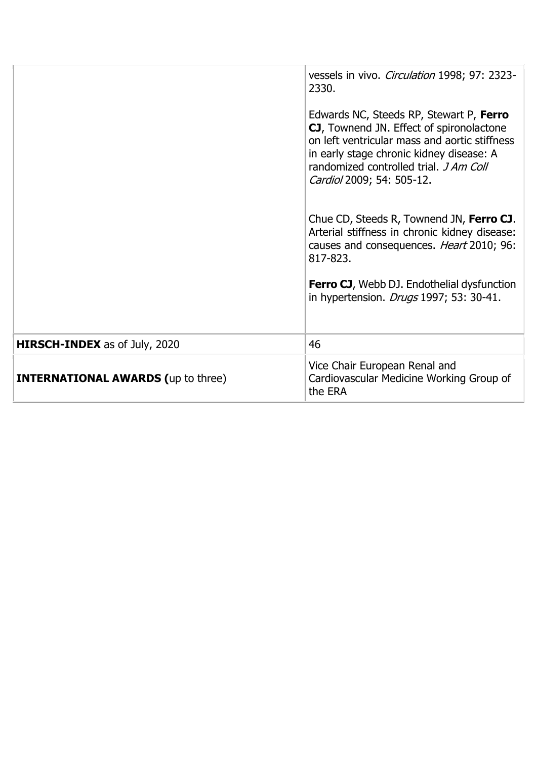| | |
|---|---|
| | vessels in vivo. *Circulation* 1998; 97: 2323-2330.<br><br>Edwards NC, Steeds RP, Stewart P, **Ferro CJ**, Townend JN. Effect of spironolactone on left ventricular mass and aortic stiffness in early stage chronic kidney disease: A randomized controlled trial. *J Am Coll Cardiol* 2009; 54: 505-12.<br><br>Chue CD, Steeds R, Townend JN, **Ferro CJ**. Arterial stiffness in chronic kidney disease: causes and consequences. *Heart* 2010; 96: 817-823.<br><br>**Ferro CJ**, Webb DJ. Endothelial dysfunction in hypertension. *Drugs* 1997; 53: 30-41. |
| **HIRSCH-INDEX** as of July, 2020 | 46 |
| **INTERNATIONAL AWARDS (**up to three) | Vice Chair European Renal and Cardiovascular Medicine Working Group of the ERA |